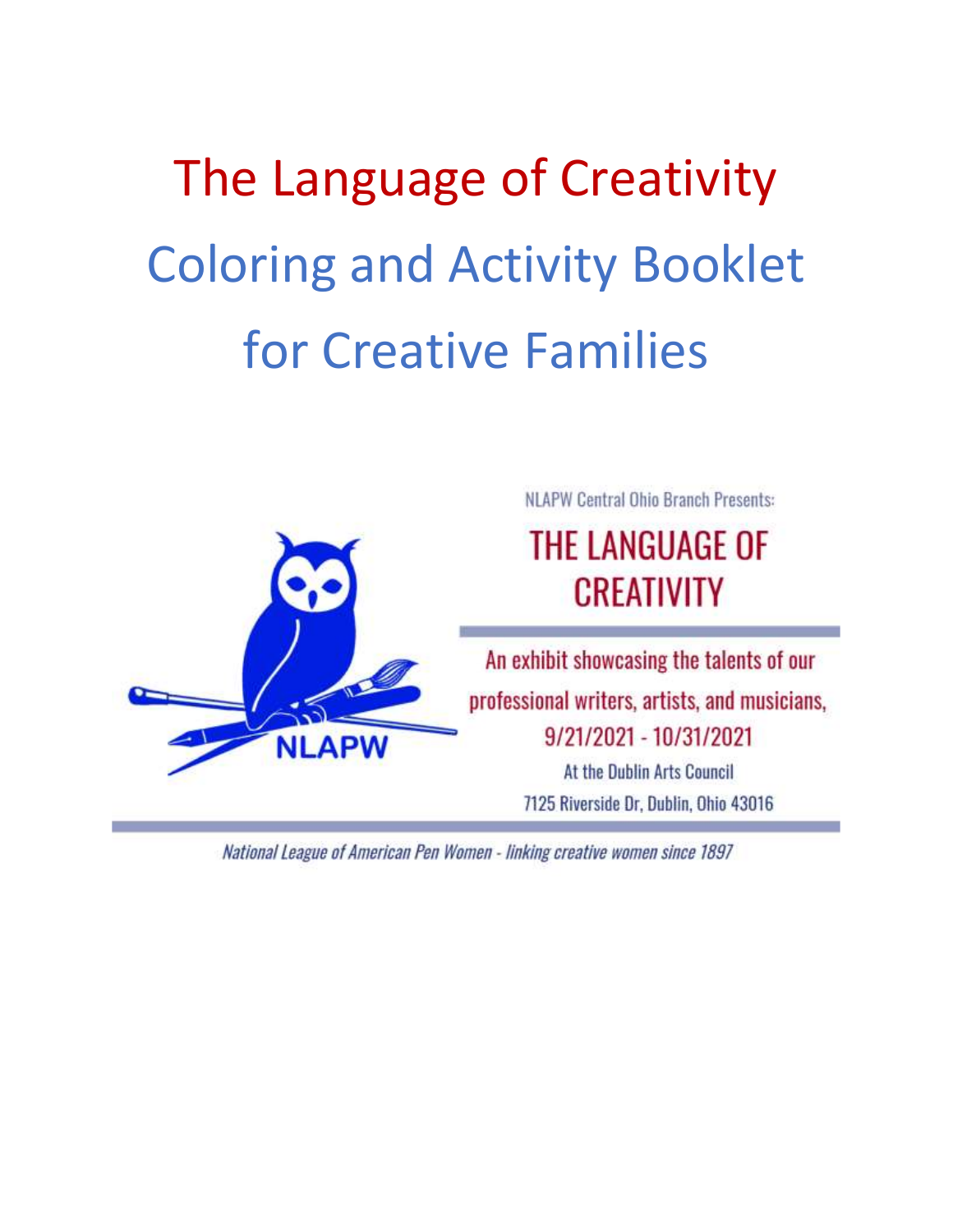# The Language of Creativity

## Coloring and Activity Booklet for Creative Families

NLAPW

NLAPW Central Ohio Branch Presents:

## THE LANGUAGE OF CREATIVITY

An exhibit showcasing the talents of our professional writers, artists, and musicians, 9/21/2021 - 10/31/2021

At the Dublin Arts Council

7125 Riverside Dr, Dublin, Ohio 43016

*National League of American Pen Women - linking creative women since 1897*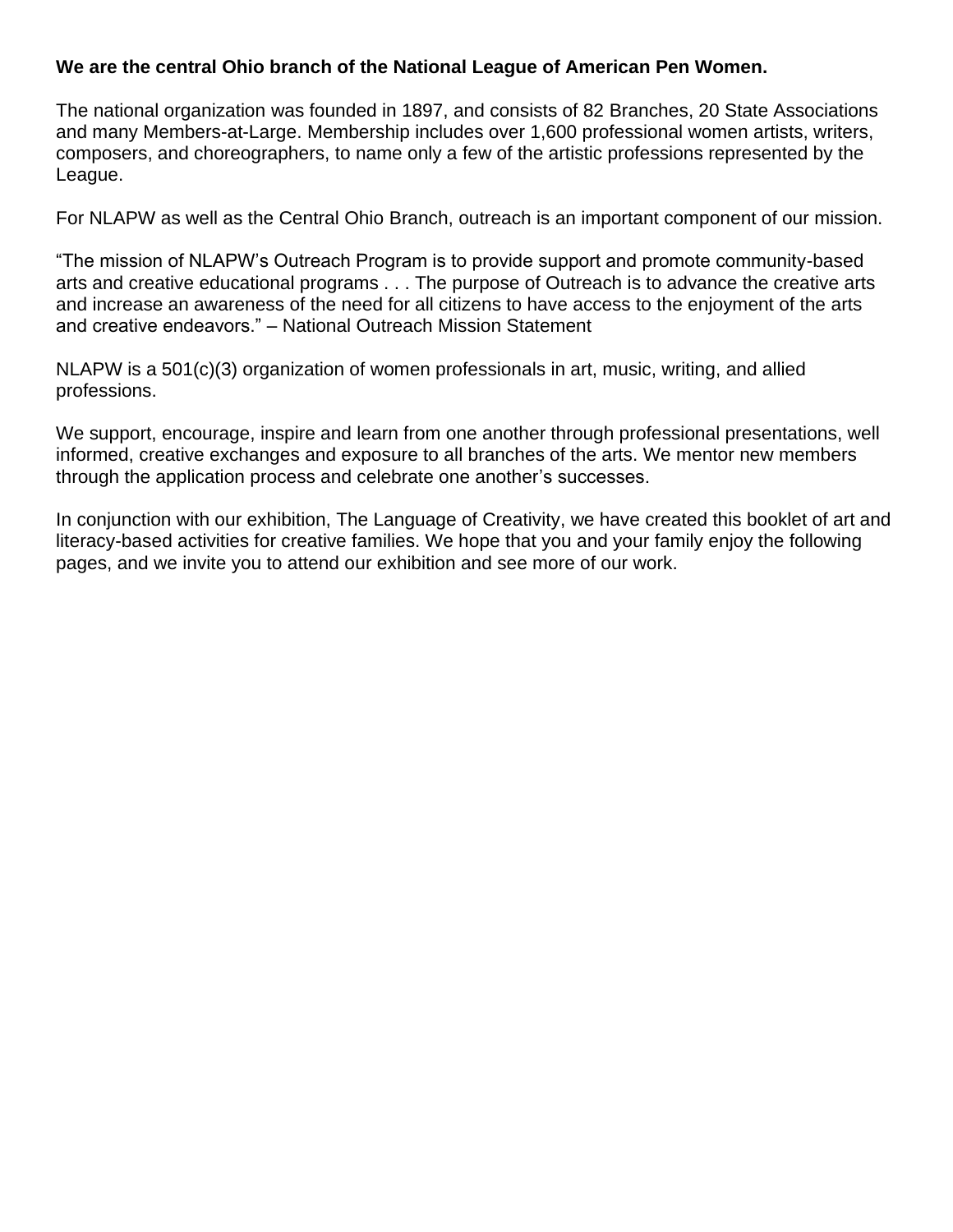**We are the central Ohio branch of the National League of American Pen Women.**

The national organization was founded in 1897, and consists of 82 Branches, 20 State Associations and many Members-at-Large. Membership includes over 1,600 professional women artists, writers, composers, and choreographers, to name only a few of the artistic professions represented by the League.

For NLAPW as well as the Central Ohio Branch, outreach is an important component of our mission.

"The mission of NLAPW's Outreach Program is to provide support and promote community-based arts and creative educational programs . . . The purpose of Outreach is to advance the creative arts and increase an awareness of the need for all citizens to have access to the enjoyment of the arts and creative endeavors." – National Outreach Mission Statement

NLAPW is a 501(c)(3) organization of women professionals in art, music, writing, and allied professions.

We support, encourage, inspire and learn from one another through professional presentations, well informed, creative exchanges and exposure to all branches of the arts. We mentor new members through the application process and celebrate one another's successes.

In conjunction with our exhibition, The Language of Creativity, we have created this booklet of art and literacy-based activities for creative families. We hope that you and your family enjoy the following pages, and we invite you to attend our exhibition and see more of our work.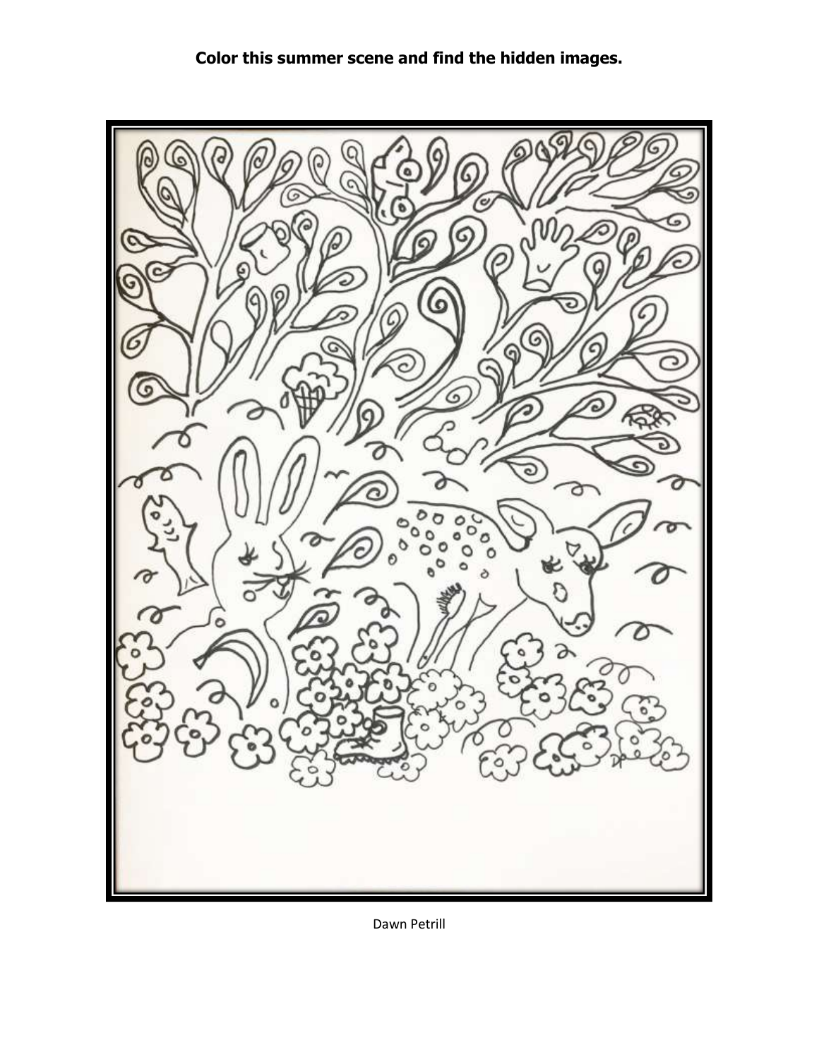**Color this summer scene and find the hidden images.**

Dawn Petrill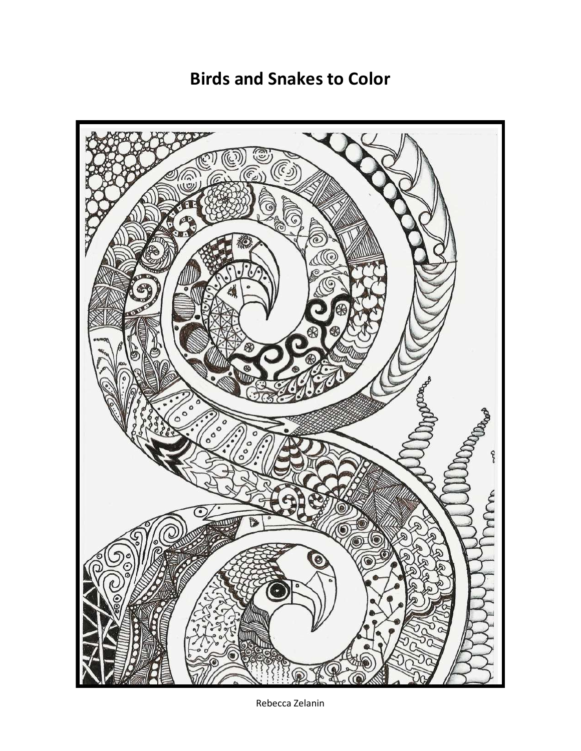# Birds and Snakes to Color

Rebecca Zelanin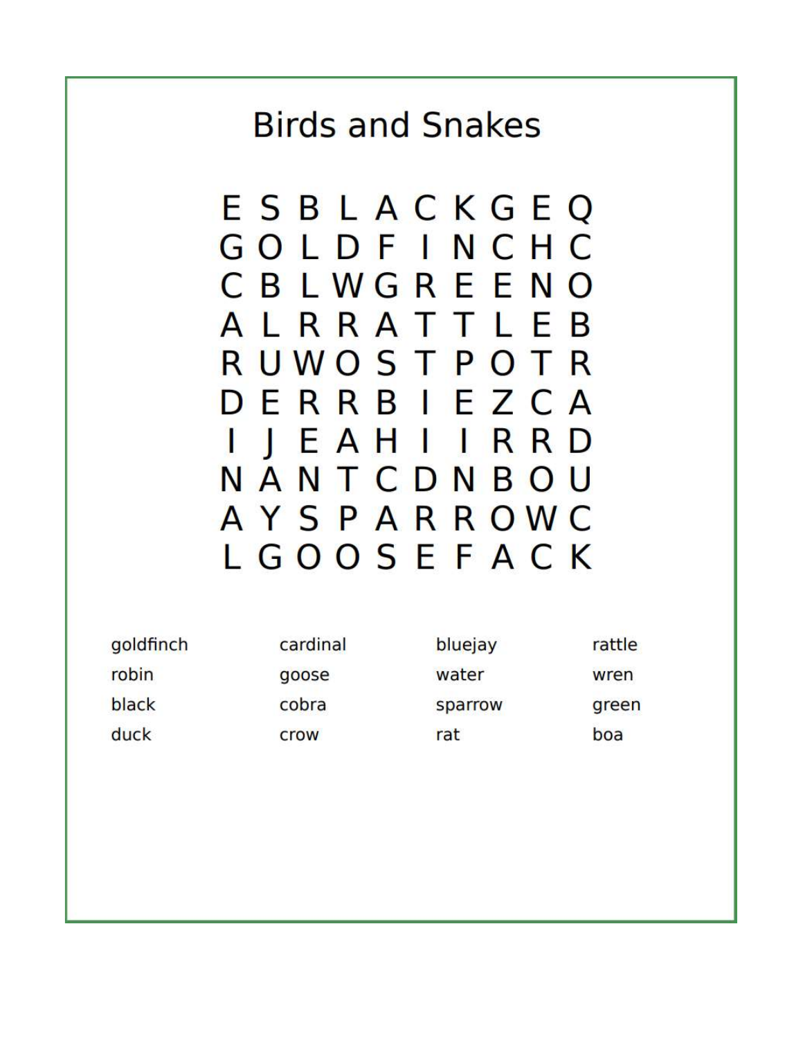# Birds and Snakes

```
E S B L A C K G E Q
G O L D F I N C H C
C B L W G R E E N O
A L R R A T T L E B
R U W O S T P O T R
D E R R B I E Z C A
I J E A H I I R R D
N A N T C D N B O U
A Y S P A R R O W C
L G O O S E F A C K
```

| | | | |
|---|---|---|---|
| goldfinch | cardinal | bluejay | rattle |
| robin | goose | water | wren |
| black | cobra | sparrow | green |
| duck | crow | rat | boa |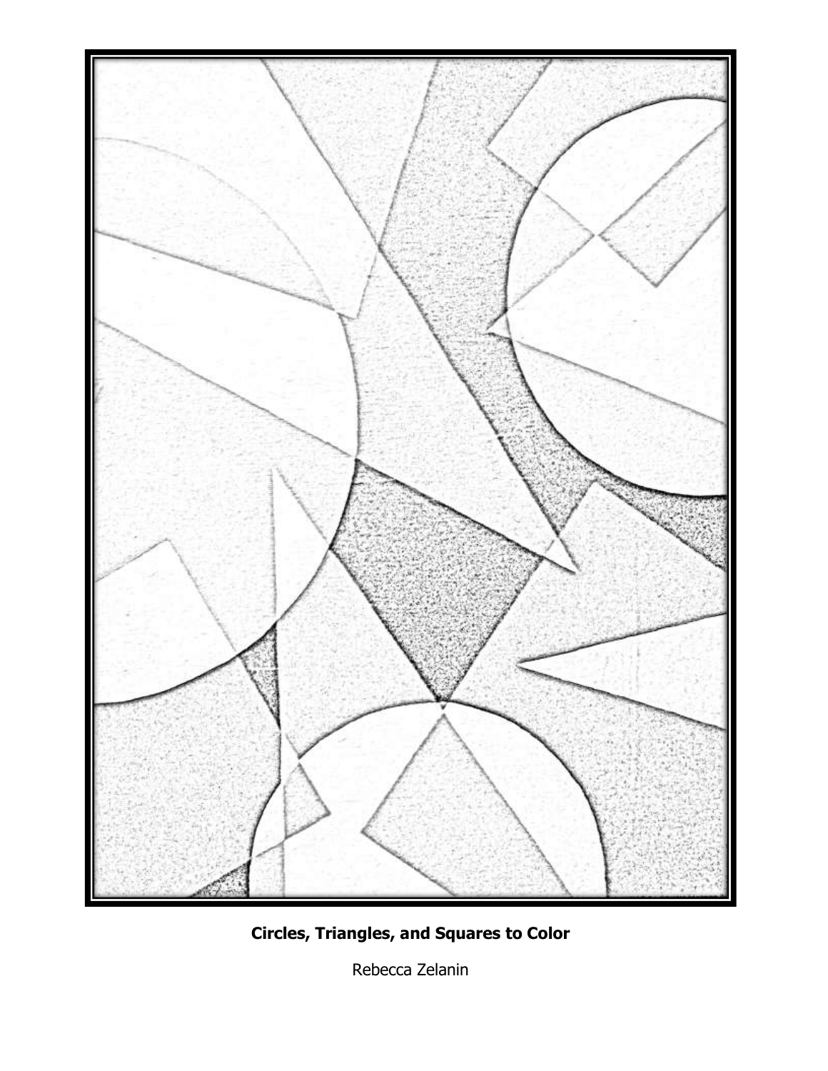**Circles, Triangles, and Squares to Color**

Rebecca Zelanin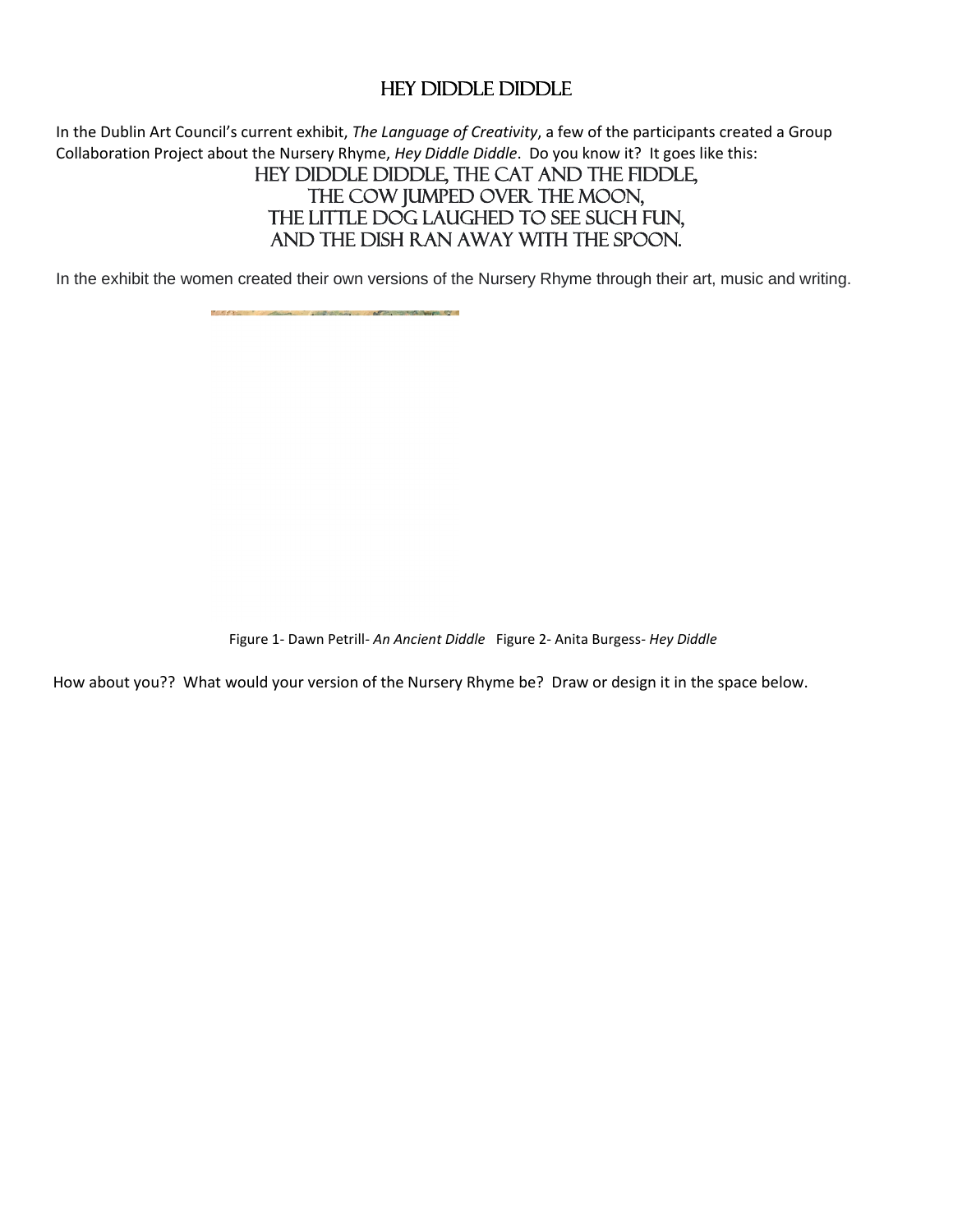# HEY DIDDLE DIDDLE

In the Dublin Art Council's current exhibit, *The Language of Creativity*, a few of the participants created a Group Collaboration Project about the Nursery Rhyme, *Hey Diddle Diddle*. Do you know it? It goes like this:

HEY DIDDLE DIDDLE, THE CAT AND THE FIDDLE,
THE COW JUMPED OVER THE MOON,
THE LITTLE DOG LAUGHED TO SEE SUCH FUN,
AND THE DISH RAN AWAY WITH THE SPOON.

In the exhibit the women created their own versions of the Nursery Rhyme through their art, music and writing.

Figure 1- Dawn Petrill- *An Ancient Diddle* Figure 2- Anita Burgess- *Hey Diddle*

How about you?? What would your version of the Nursery Rhyme be? Draw or design it in the space below.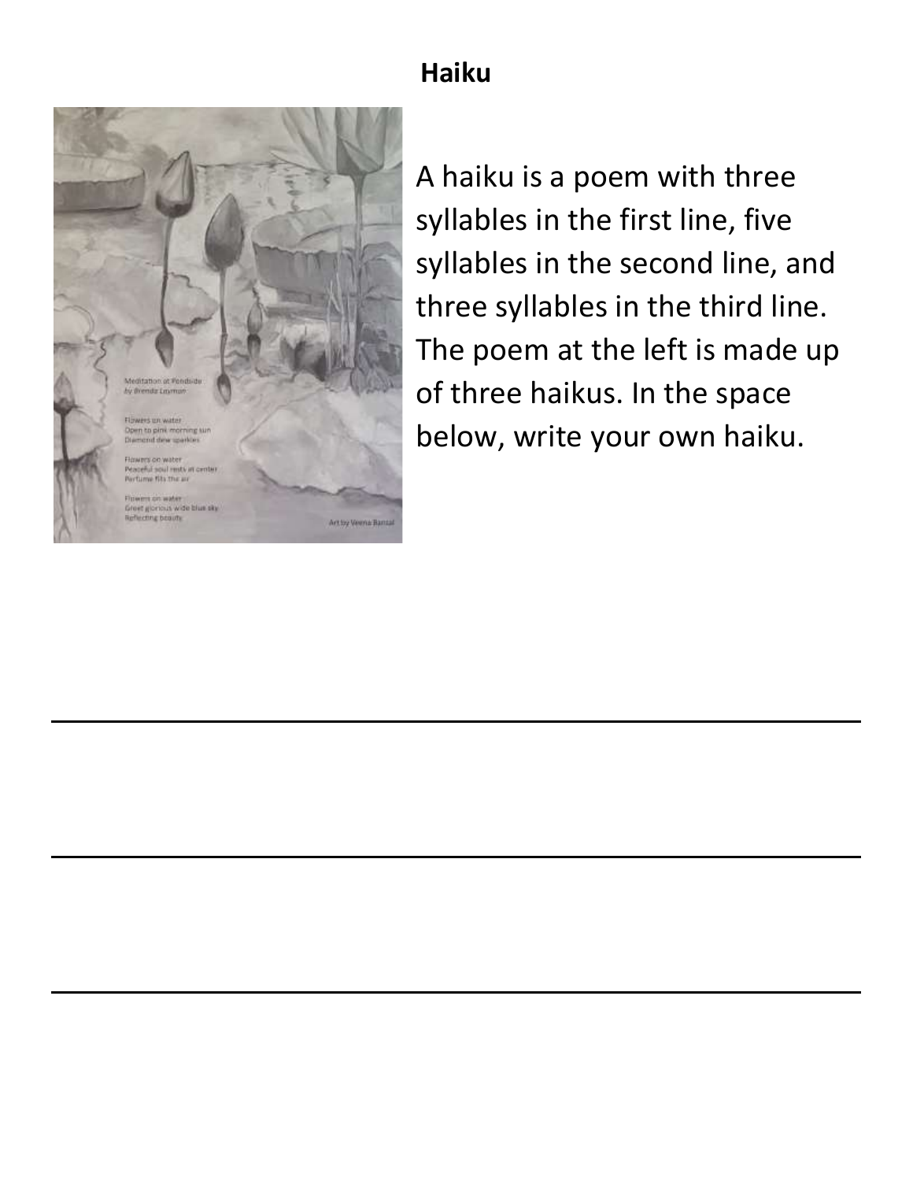# Haiku

Meditation at Pondside
*by Brenda Layman*

Flowers on water
Open to pink morning sun
Diamond dew sparkles

Flowers on water
Peaceful soul rests at center
Perfume fills the air

Flowers on water
Greet glorious wide blue sky
Reflecting beauty

Art by Veena Bansal

A haiku is a poem with three syllables in the first line, five syllables in the second line, and three syllables in the third line. The poem at the left is made up of three haikus. In the space below, write your own haiku.